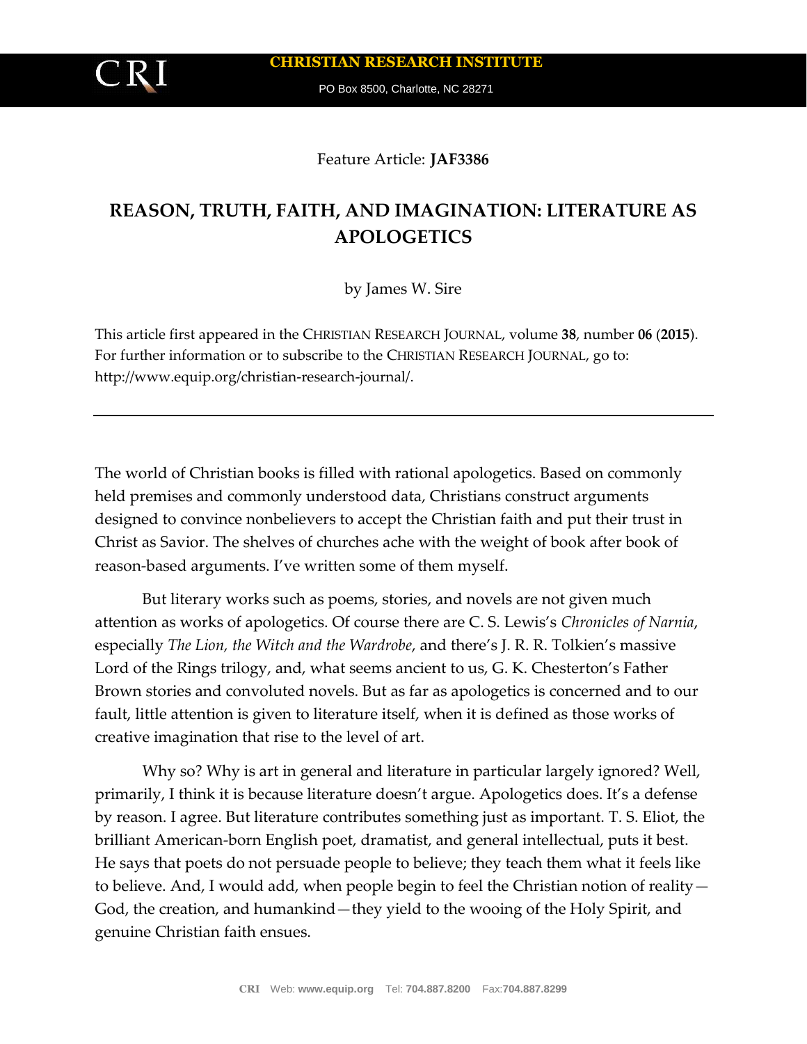Feature Article: **JAF3386**

# REASON, TRUTH, FAITH, AND IMAGINATION: LITERATURE AS APOLOGETICS

by James W. Sire

This article first appeared in the CHRISTIAN RESEARCH JOURNAL, volume **38**, number **06** (**2015**). For further information or to subscribe to the CHRISTIAN RESEARCH JOURNAL, go to: http://www.equip.org/christian-research-journal/.

---

The world of Christian books is filled with rational apologetics. Based on commonly held premises and commonly understood data, Christians construct arguments designed to convince nonbelievers to accept the Christian faith and put their trust in Christ as Savior. The shelves of churches ache with the weight of book after book of reason-based arguments. I've written some of them myself.

But literary works such as poems, stories, and novels are not given much attention as works of apologetics. Of course there are C. S. Lewis's *Chronicles of Narnia*, especially *The Lion, the Witch and the Wardrobe*, and there's J. R. R. Tolkien's massive Lord of the Rings trilogy, and, what seems ancient to us, G. K. Chesterton's Father Brown stories and convoluted novels. But as far as apologetics is concerned and to our fault, little attention is given to literature itself, when it is defined as those works of creative imagination that rise to the level of art.

Why so? Why is art in general and literature in particular largely ignored? Well, primarily, I think it is because literature doesn't argue. Apologetics does. It's a defense by reason. I agree. But literature contributes something just as important. T. S. Eliot, the brilliant American-born English poet, dramatist, and general intellectual, puts it best. He says that poets do not persuade people to believe; they teach them what it feels like to believe. And, I would add, when people begin to feel the Christian notion of reality—God, the creation, and humankind—they yield to the wooing of the Holy Spirit, and genuine Christian faith ensues.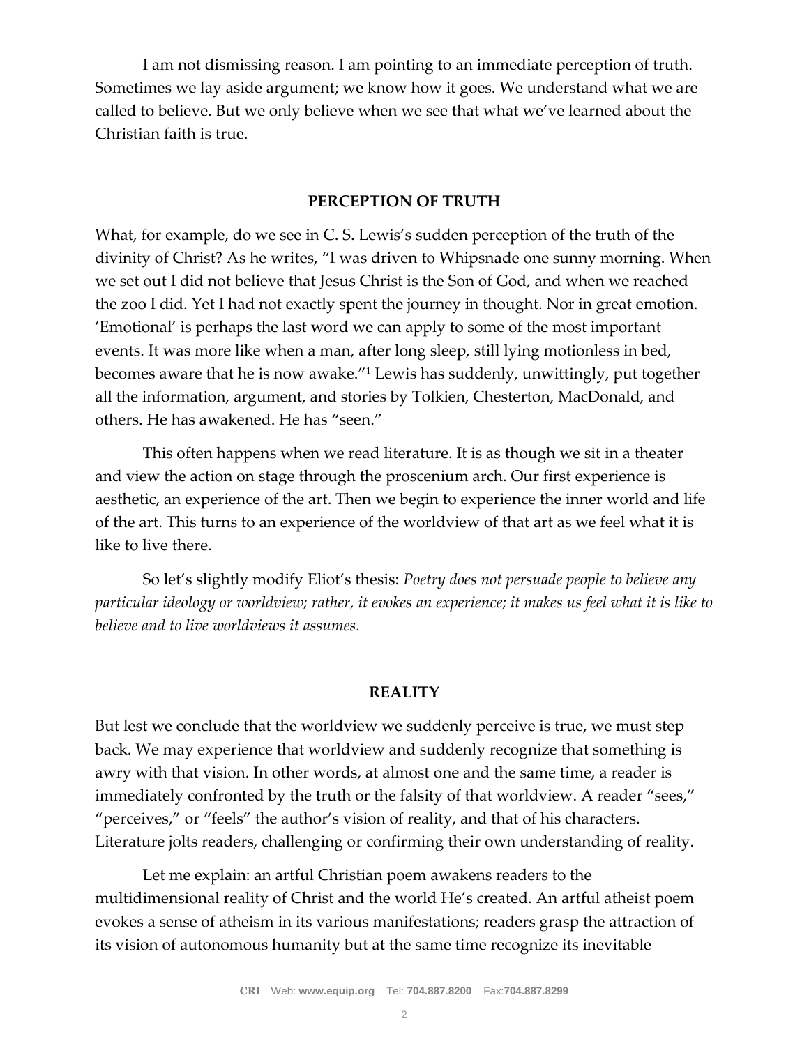I am not dismissing reason. I am pointing to an immediate perception of truth. Sometimes we lay aside argument; we know how it goes. We understand what we are called to believe. But we only believe when we see that what we've learned about the Christian faith is true.

## PERCEPTION OF TRUTH

What, for example, do we see in C. S. Lewis's sudden perception of the truth of the divinity of Christ? As he writes, "I was driven to Whipsnade one sunny morning. When we set out I did not believe that Jesus Christ is the Son of God, and when we reached the zoo I did. Yet I had not exactly spent the journey in thought. Nor in great emotion. 'Emotional' is perhaps the last word we can apply to some of the most important events. It was more like when a man, after long sleep, still lying motionless in bed, becomes aware that he is now awake."[1] Lewis has suddenly, unwittingly, put together all the information, argument, and stories by Tolkien, Chesterton, MacDonald, and others. He has awakened. He has "seen."

This often happens when we read literature. It is as though we sit in a theater and view the action on stage through the proscenium arch. Our first experience is aesthetic, an experience of the art. Then we begin to experience the inner world and life of the art. This turns to an experience of the worldview of that art as we feel what it is like to live there.

So let's slightly modify Eliot's thesis: *Poetry does not persuade people to believe any particular ideology or worldview; rather, it evokes an experience; it makes us feel what it is like to believe and to live worldviews it assumes.*

## REALITY

But lest we conclude that the worldview we suddenly perceive is true, we must step back. We may experience that worldview and suddenly recognize that something is awry with that vision. In other words, at almost one and the same time, a reader is immediately confronted by the truth or the falsity of that worldview. A reader "sees," "perceives," or "feels" the author's vision of reality, and that of his characters. Literature jolts readers, challenging or confirming their own understanding of reality.

Let me explain: an artful Christian poem awakens readers to the multidimensional reality of Christ and the world He's created. An artful atheist poem evokes a sense of atheism in its various manifestations; readers grasp the attraction of its vision of autonomous humanity but at the same time recognize its inevitable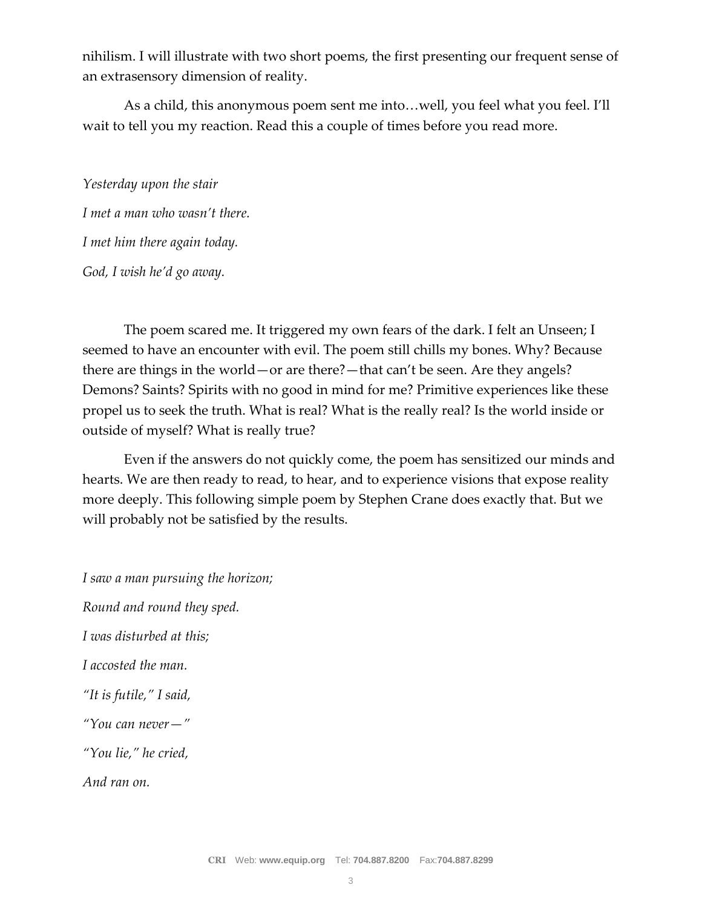nihilism. I will illustrate with two short poems, the first presenting our frequent sense of an extrasensory dimension of reality.

As a child, this anonymous poem sent me into…well, you feel what you feel. I'll wait to tell you my reaction. Read this a couple of times before you read more.

*Yesterday upon the stair*

*I met a man who wasn't there.*

*I met him there again today.*

*God, I wish he'd go away.*

The poem scared me. It triggered my own fears of the dark. I felt an Unseen; I seemed to have an encounter with evil. The poem still chills my bones. Why? Because there are things in the world—or are there?—that can't be seen. Are they angels? Demons? Saints? Spirits with no good in mind for me? Primitive experiences like these propel us to seek the truth. What is real? What is the really real? Is the world inside or outside of myself? What is really true?

Even if the answers do not quickly come, the poem has sensitized our minds and hearts. We are then ready to read, to hear, and to experience visions that expose reality more deeply. This following simple poem by Stephen Crane does exactly that. But we will probably not be satisfied by the results.

*I saw a man pursuing the horizon;*

*Round and round they sped.*

*I was disturbed at this;*

*I accosted the man.*

*"It is futile," I said,*

*"You can never—"*

*"You lie," he cried,*

*And ran on.*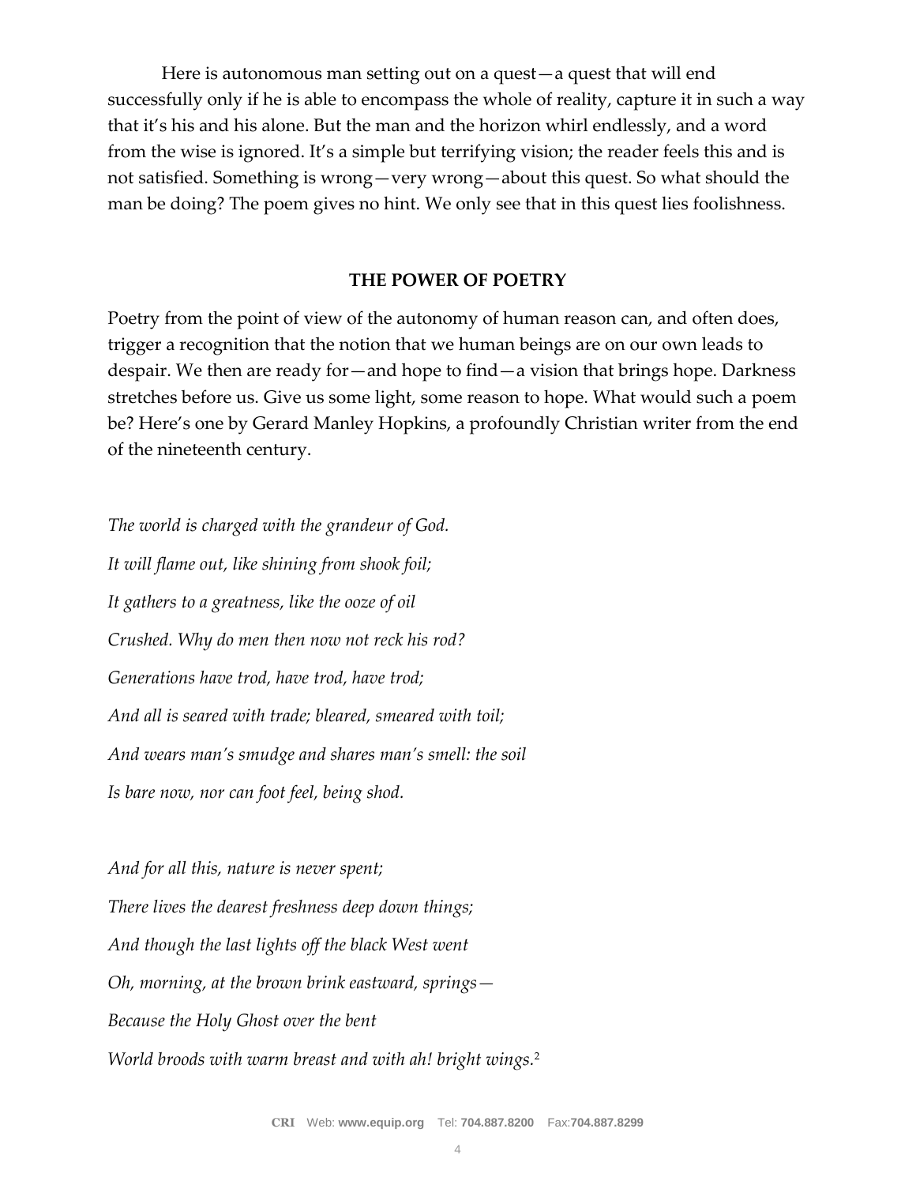Here is autonomous man setting out on a quest—a quest that will end successfully only if he is able to encompass the whole of reality, capture it in such a way that it's his and his alone. But the man and the horizon whirl endlessly, and a word from the wise is ignored. It's a simple but terrifying vision; the reader feels this and is not satisfied. Something is wrong—very wrong—about this quest. So what should the man be doing? The poem gives no hint. We only see that in this quest lies foolishness.

## THE POWER OF POETRY

Poetry from the point of view of the autonomy of human reason can, and often does, trigger a recognition that the notion that we human beings are on our own leads to despair. We then are ready for—and hope to find—a vision that brings hope. Darkness stretches before us. Give us some light, some reason to hope. What would such a poem be? Here's one by Gerard Manley Hopkins, a profoundly Christian writer from the end of the nineteenth century.

*The world is charged with the grandeur of God.*
*It will flame out, like shining from shook foil;*
*It gathers to a greatness, like the ooze of oil*
*Crushed. Why do men then now not reck his rod?*
*Generations have trod, have trod, have trod;*
*And all is seared with trade; bleared, smeared with toil;*
*And wears man's smudge and shares man's smell: the soil*
*Is bare now, nor can foot feel, being shod.*

*And for all this, nature is never spent;*
*There lives the dearest freshness deep down things;*
*And though the last lights off the black West went*
*Oh, morning, at the brown brink eastward, springs—*
*Because the Holy Ghost over the bent*
*World broods with warm breast and with ah! bright wings.*[2]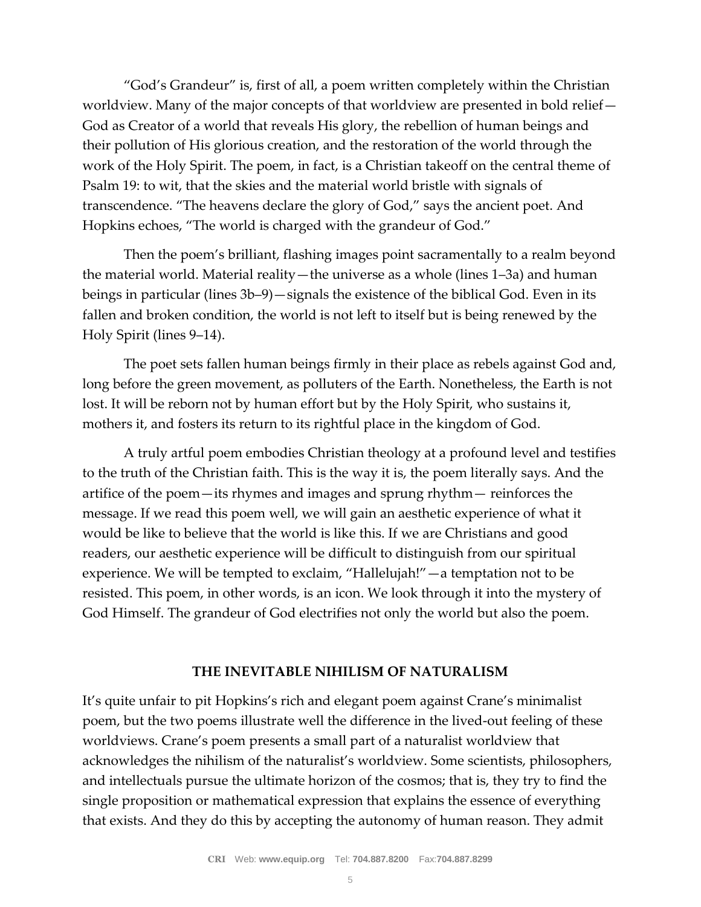"God's Grandeur" is, first of all, a poem written completely within the Christian worldview. Many of the major concepts of that worldview are presented in bold relief—God as Creator of a world that reveals His glory, the rebellion of human beings and their pollution of His glorious creation, and the restoration of the world through the work of the Holy Spirit. The poem, in fact, is a Christian takeoff on the central theme of Psalm 19: to wit, that the skies and the material world bristle with signals of transcendence. "The heavens declare the glory of God," says the ancient poet. And Hopkins echoes, "The world is charged with the grandeur of God."

Then the poem's brilliant, flashing images point sacramentally to a realm beyond the material world. Material reality—the universe as a whole (lines 1–3a) and human beings in particular (lines 3b–9)—signals the existence of the biblical God. Even in its fallen and broken condition, the world is not left to itself but is being renewed by the Holy Spirit (lines 9–14).

The poet sets fallen human beings firmly in their place as rebels against God and, long before the green movement, as polluters of the Earth. Nonetheless, the Earth is not lost. It will be reborn not by human effort but by the Holy Spirit, who sustains it, mothers it, and fosters its return to its rightful place in the kingdom of God.

A truly artful poem embodies Christian theology at a profound level and testifies to the truth of the Christian faith. This is the way it is, the poem literally says. And the artifice of the poem—its rhymes and images and sprung rhythm— reinforces the message. If we read this poem well, we will gain an aesthetic experience of what it would be like to believe that the world is like this. If we are Christians and good readers, our aesthetic experience will be difficult to distinguish from our spiritual experience. We will be tempted to exclaim, "Hallelujah!"—a temptation not to be resisted. This poem, in other words, is an icon. We look through it into the mystery of God Himself. The grandeur of God electrifies not only the world but also the poem.

## THE INEVITABLE NIHILISM OF NATURALISM

It's quite unfair to pit Hopkins's rich and elegant poem against Crane's minimalist poem, but the two poems illustrate well the difference in the lived-out feeling of these worldviews. Crane's poem presents a small part of a naturalist worldview that acknowledges the nihilism of the naturalist's worldview. Some scientists, philosophers, and intellectuals pursue the ultimate horizon of the cosmos; that is, they try to find the single proposition or mathematical expression that explains the essence of everything that exists. And they do this by accepting the autonomy of human reason. They admit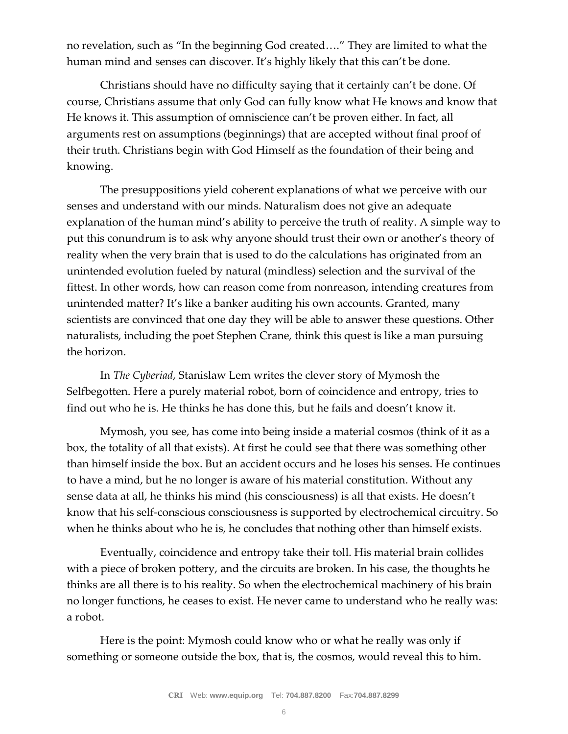no revelation, such as "In the beginning God created…." They are limited to what the human mind and senses can discover. It's highly likely that this can't be done.

Christians should have no difficulty saying that it certainly can't be done. Of course, Christians assume that only God can fully know what He knows and know that He knows it. This assumption of omniscience can't be proven either. In fact, all arguments rest on assumptions (beginnings) that are accepted without final proof of their truth. Christians begin with God Himself as the foundation of their being and knowing.

The presuppositions yield coherent explanations of what we perceive with our senses and understand with our minds. Naturalism does not give an adequate explanation of the human mind's ability to perceive the truth of reality. A simple way to put this conundrum is to ask why anyone should trust their own or another's theory of reality when the very brain that is used to do the calculations has originated from an unintended evolution fueled by natural (mindless) selection and the survival of the fittest. In other words, how can reason come from nonreason, intending creatures from unintended matter? It's like a banker auditing his own accounts. Granted, many scientists are convinced that one day they will be able to answer these questions. Other naturalists, including the poet Stephen Crane, think this quest is like a man pursuing the horizon.

In *The Cyberiad*, Stanislaw Lem writes the clever story of Mymosh the Selfbegotten. Here a purely material robot, born of coincidence and entropy, tries to find out who he is. He thinks he has done this, but he fails and doesn't know it.

Mymosh, you see, has come into being inside a material cosmos (think of it as a box, the totality of all that exists). At first he could see that there was something other than himself inside the box. But an accident occurs and he loses his senses. He continues to have a mind, but he no longer is aware of his material constitution. Without any sense data at all, he thinks his mind (his consciousness) is all that exists. He doesn't know that his self-conscious consciousness is supported by electrochemical circuitry. So when he thinks about who he is, he concludes that nothing other than himself exists.

Eventually, coincidence and entropy take their toll. His material brain collides with a piece of broken pottery, and the circuits are broken. In his case, the thoughts he thinks are all there is to his reality. So when the electrochemical machinery of his brain no longer functions, he ceases to exist. He never came to understand who he really was: a robot.

Here is the point: Mymosh could know who or what he really was only if something or someone outside the box, that is, the cosmos, would reveal this to him.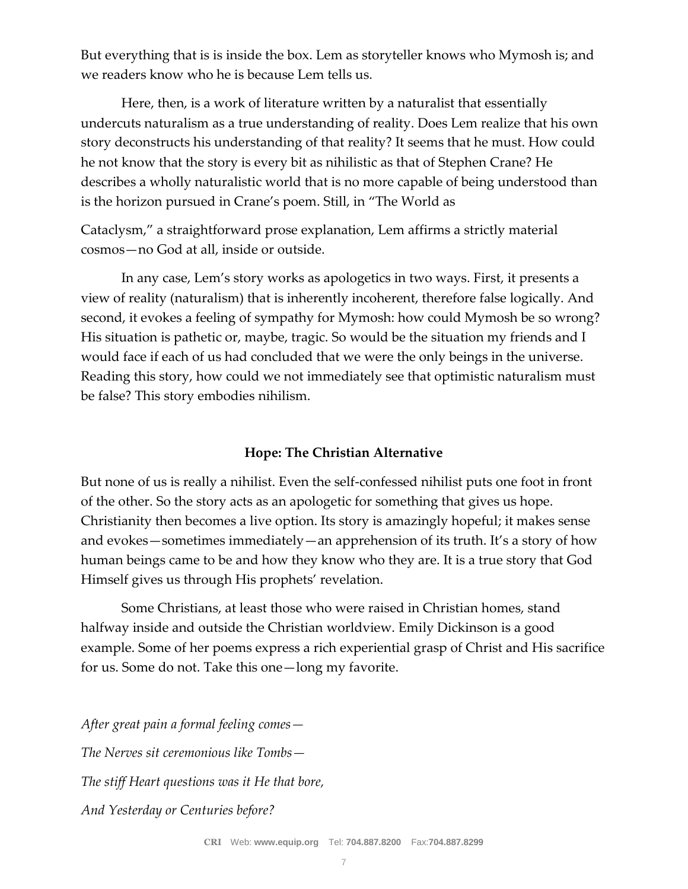But everything that is is inside the box. Lem as storyteller knows who Mymosh is; and we readers know who he is because Lem tells us.

Here, then, is a work of literature written by a naturalist that essentially undercuts naturalism as a true understanding of reality. Does Lem realize that his own story deconstructs his understanding of that reality? It seems that he must. How could he not know that the story is every bit as nihilistic as that of Stephen Crane? He describes a wholly naturalistic world that is no more capable of being understood than is the horizon pursued in Crane's poem. Still, in "The World as Cataclysm," a straightforward prose explanation, Lem affirms a strictly material cosmos—no God at all, inside or outside.

In any case, Lem's story works as apologetics in two ways. First, it presents a view of reality (naturalism) that is inherently incoherent, therefore false logically. And second, it evokes a feeling of sympathy for Mymosh: how could Mymosh be so wrong? His situation is pathetic or, maybe, tragic. So would be the situation my friends and I would face if each of us had concluded that we were the only beings in the universe. Reading this story, how could we not immediately see that optimistic naturalism must be false? This story embodies nihilism.

## Hope: The Christian Alternative

But none of us is really a nihilist. Even the self-confessed nihilist puts one foot in front of the other. So the story acts as an apologetic for something that gives us hope. Christianity then becomes a live option. Its story is amazingly hopeful; it makes sense and evokes—sometimes immediately—an apprehension of its truth. It's a story of how human beings came to be and how they know who they are. It is a true story that God Himself gives us through His prophets' revelation.

Some Christians, at least those who were raised in Christian homes, stand halfway inside and outside the Christian worldview. Emily Dickinson is a good example. Some of her poems express a rich experiential grasp of Christ and His sacrifice for us. Some do not. Take this one—long my favorite.

*After great pain a formal feeling comes—*

*The Nerves sit ceremonious like Tombs—*

*The stiff Heart questions was it He that bore,*

*And Yesterday or Centuries before?*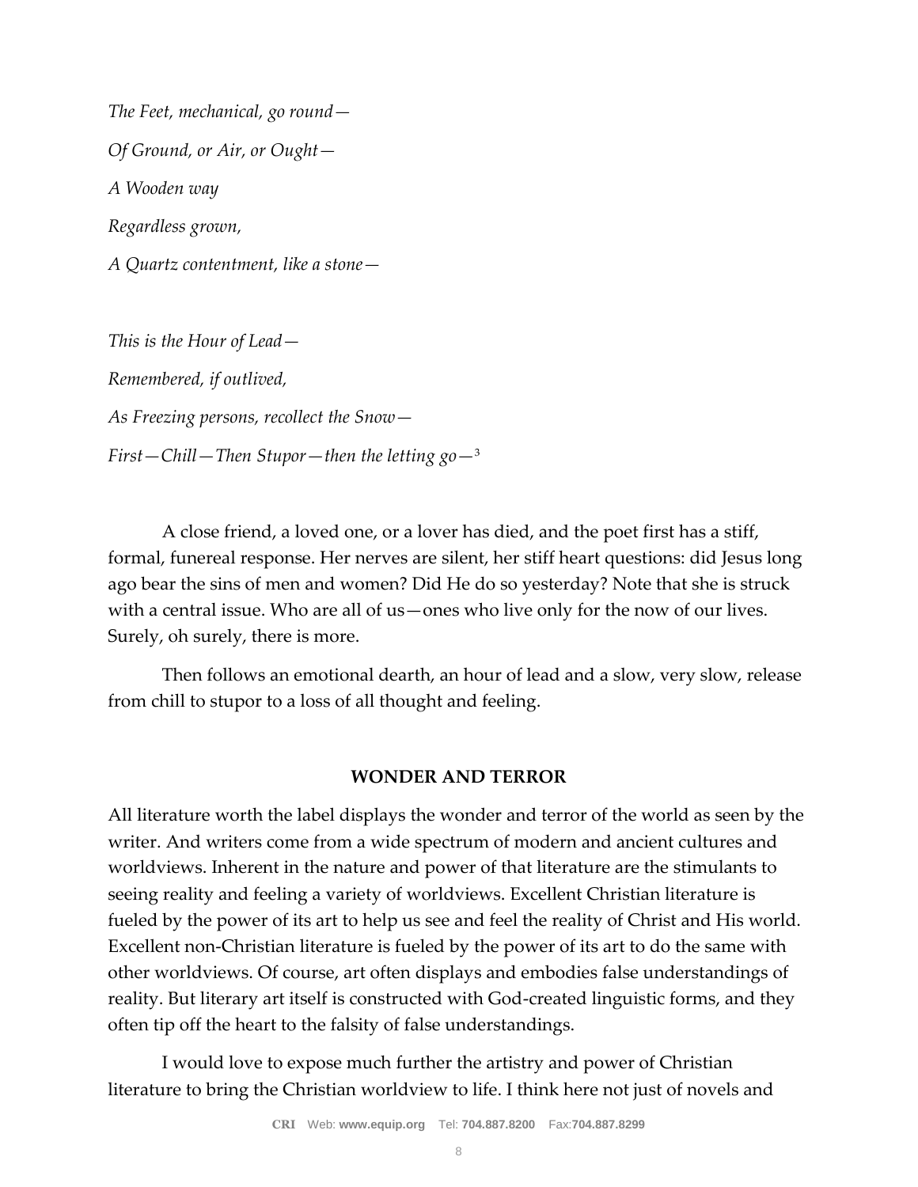*The Feet, mechanical, go round—*

*Of Ground, or Air, or Ought—*

*A Wooden way*

*Regardless grown,*

*A Quartz contentment, like a stone—*

*This is the Hour of Lead—*

*Remembered, if outlived,*

*As Freezing persons, recollect the Snow—*

*First—Chill—Then Stupor—then the letting go—*[3]

A close friend, a loved one, or a lover has died, and the poet first has a stiff, formal, funereal response. Her nerves are silent, her stiff heart questions: did Jesus long ago bear the sins of men and women? Did He do so yesterday? Note that she is struck with a central issue. Who are all of us—ones who live only for the now of our lives. Surely, oh surely, there is more.

Then follows an emotional dearth, an hour of lead and a slow, very slow, release from chill to stupor to a loss of all thought and feeling.

**WONDER AND TERROR**

All literature worth the label displays the wonder and terror of the world as seen by the writer. And writers come from a wide spectrum of modern and ancient cultures and worldviews. Inherent in the nature and power of that literature are the stimulants to seeing reality and feeling a variety of worldviews. Excellent Christian literature is fueled by the power of its art to help us see and feel the reality of Christ and His world. Excellent non-Christian literature is fueled by the power of its art to do the same with other worldviews. Of course, art often displays and embodies false understandings of reality. But literary art itself is constructed with God-created linguistic forms, and they often tip off the heart to the falsity of false understandings.

I would love to expose much further the artistry and power of Christian literature to bring the Christian worldview to life. I think here not just of novels and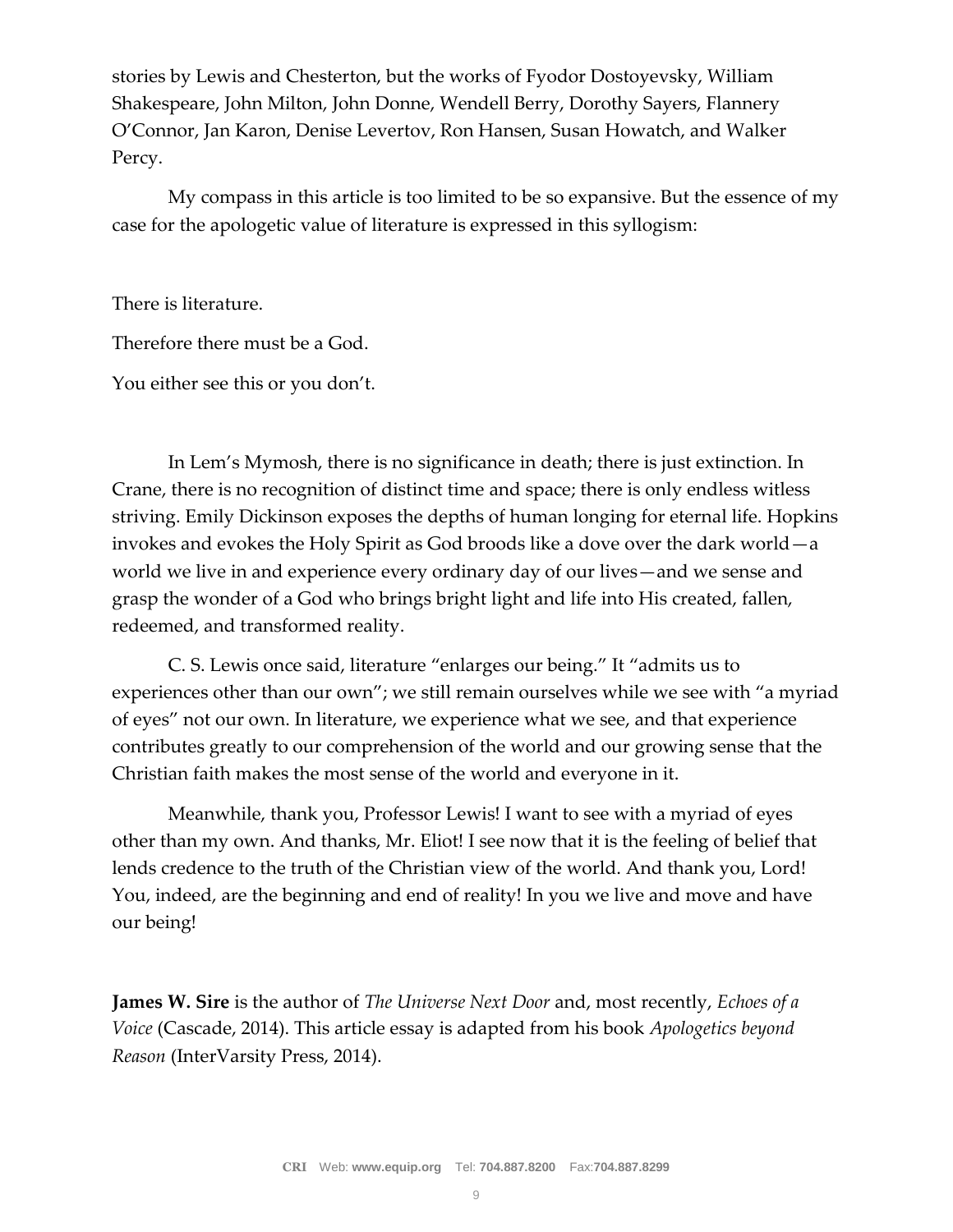stories by Lewis and Chesterton, but the works of Fyodor Dostoyevsky, William Shakespeare, John Milton, John Donne, Wendell Berry, Dorothy Sayers, Flannery O'Connor, Jan Karon, Denise Levertov, Ron Hansen, Susan Howatch, and Walker Percy.

My compass in this article is too limited to be so expansive. But the essence of my case for the apologetic value of literature is expressed in this syllogism:

There is literature.

Therefore there must be a God.

You either see this or you don't.

In Lem's Mymosh, there is no significance in death; there is just extinction. In Crane, there is no recognition of distinct time and space; there is only endless witless striving. Emily Dickinson exposes the depths of human longing for eternal life. Hopkins invokes and evokes the Holy Spirit as God broods like a dove over the dark world—a world we live in and experience every ordinary day of our lives—and we sense and grasp the wonder of a God who brings bright light and life into His created, fallen, redeemed, and transformed reality.

C. S. Lewis once said, literature "enlarges our being." It "admits us to experiences other than our own"; we still remain ourselves while we see with "a myriad of eyes" not our own. In literature, we experience what we see, and that experience contributes greatly to our comprehension of the world and our growing sense that the Christian faith makes the most sense of the world and everyone in it.

Meanwhile, thank you, Professor Lewis! I want to see with a myriad of eyes other than my own. And thanks, Mr. Eliot! I see now that it is the feeling of belief that lends credence to the truth of the Christian view of the world. And thank you, Lord! You, indeed, are the beginning and end of reality! In you we live and move and have our being!

**James W. Sire** is the author of *The Universe Next Door* and, most recently, *Echoes of a Voice* (Cascade, 2014). This article essay is adapted from his book *Apologetics beyond Reason* (InterVarsity Press, 2014).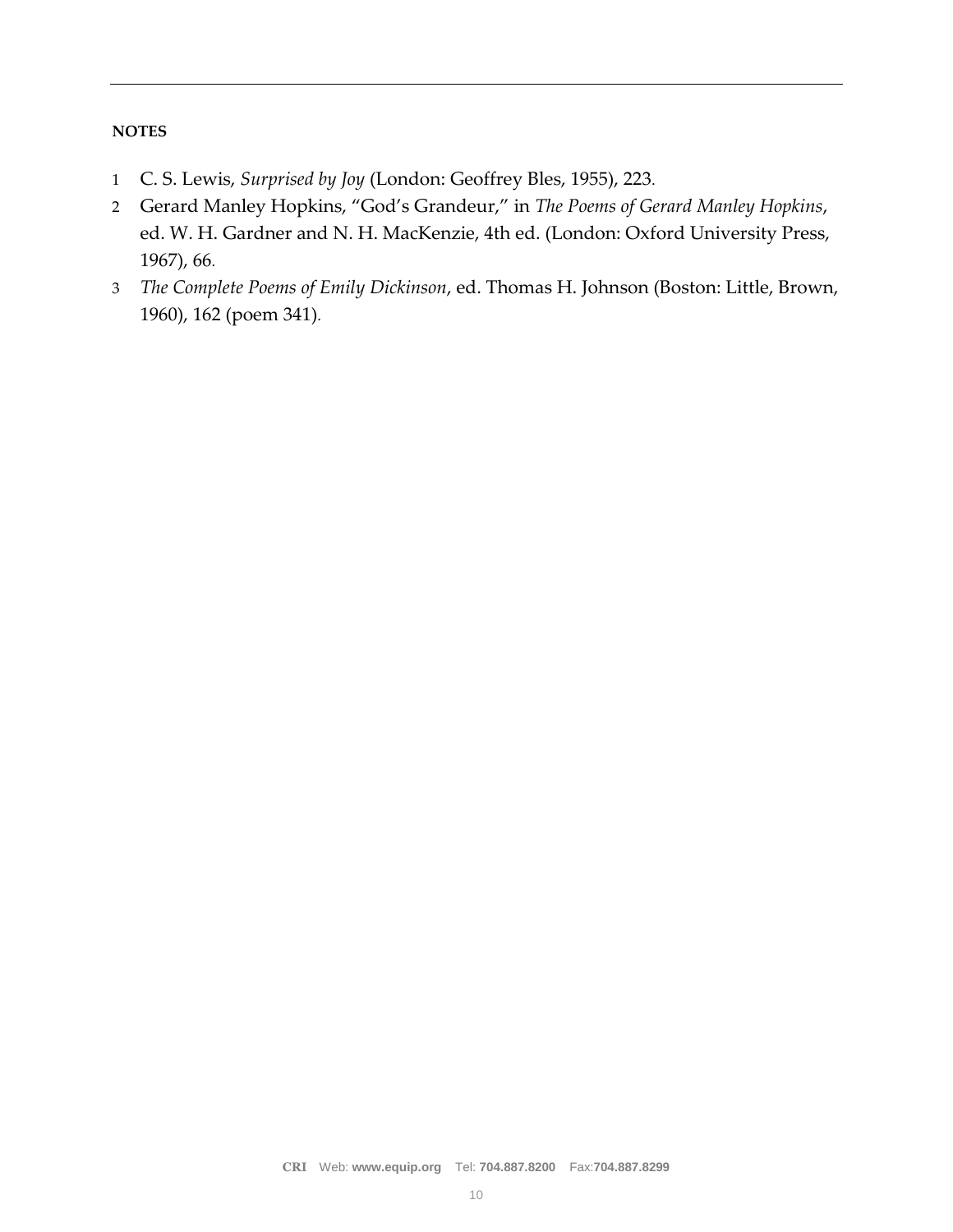**NOTES**

1. C. S. Lewis, *Surprised by Joy* (London: Geoffrey Bles, 1955), 223.
2. Gerard Manley Hopkins, "God's Grandeur," in *The Poems of Gerard Manley Hopkins*, ed. W. H. Gardner and N. H. MacKenzie, 4th ed. (London: Oxford University Press, 1967), 66.
3. *The Complete Poems of Emily Dickinson*, ed. Thomas H. Johnson (Boston: Little, Brown, 1960), 162 (poem 341).